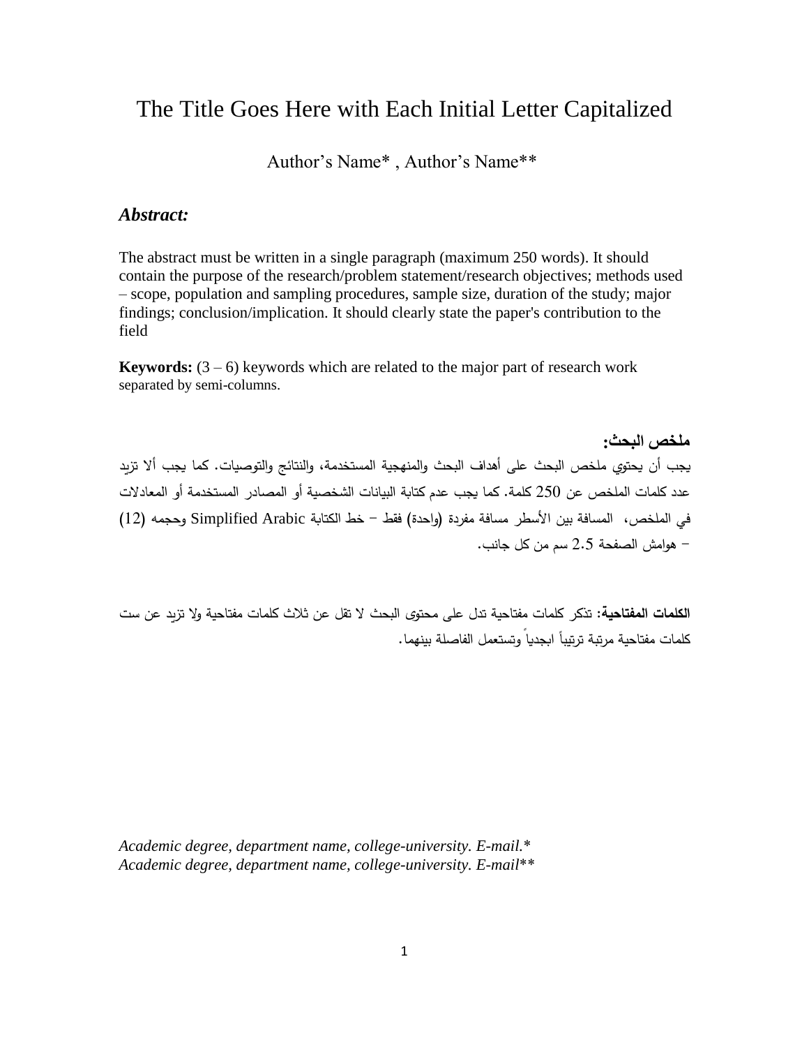# The Title Goes Here with Each Initial Letter Capitalized

Author's Name* , Author's Name**

### *Abstract:*

The abstract must be written in a single paragraph (maximum 250 words). It should contain the purpose of the research/problem statement/research objectives; methods used – scope, population and sampling procedures, sample size, duration of the study; major findings; conclusion/implication. It should clearly state the paper's contribution to the field

**Keywords:** (3 – 6) keywords which are related to the major part of research work separated by semi-columns.

**ملخص البحث:**

يجب أن يحتوي ملخص البحث على أهداف البحث والمنهجية المستخدمة، والنتائج والتوصيات. كما يجب ألا تزيد عدد كلمات الملخص عن 250 كلمة. كما يجب عدم كتابة البيانات الشخصية أو المصادر المستخدمة أو المعادلات في الملخص، المسافة بين الأسطر مسافة مفردة (واحدة) فقط – خط الكتابة Simplified Arabic وحجمه (12) – هوامش الصفحة 2.5 سم من كل جانب.

**الكلمات المفتاحية:** تذكر كلمات مفتاحية تدل على محتوى البحث لا تقل عن ثلاث كلمات مفتاحية ولا تزيد عن ست كلمات مفتاحية مرتبة ترتيباً ابجدياً وتستعمل الفاصلة بينهما.

*Academic degree, department name, college-university. E-mail.**
*Academic degree, department name, college-university. E-mail***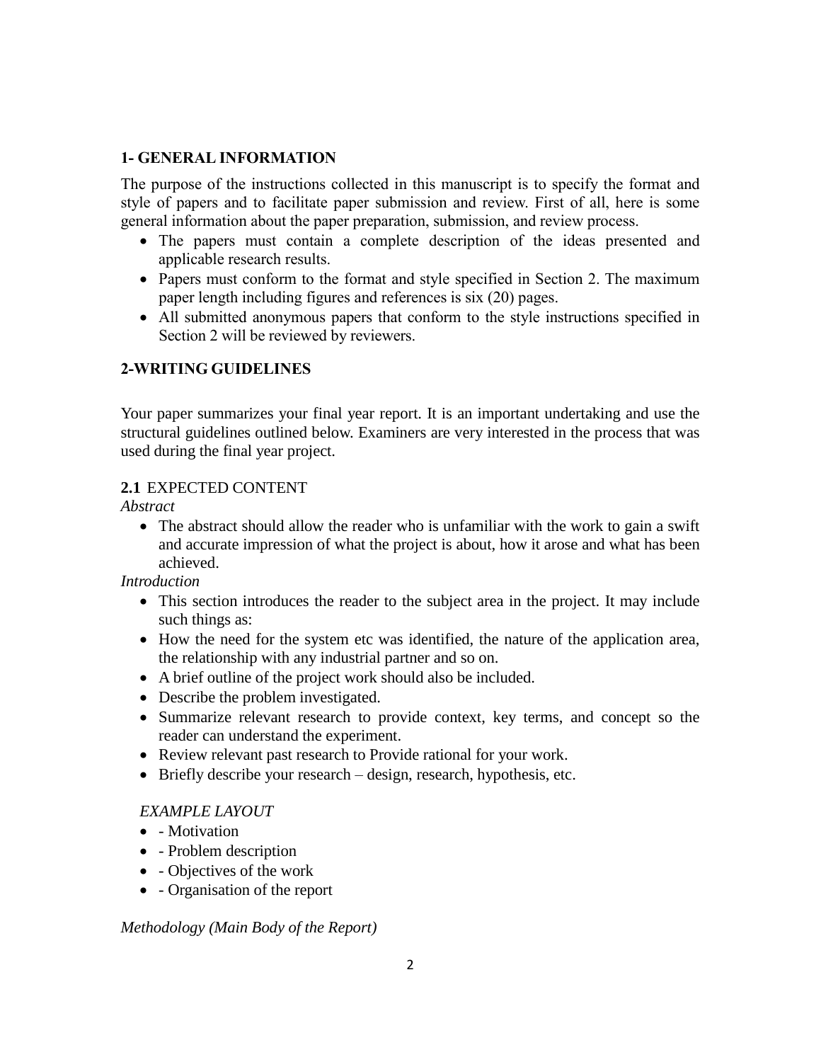## 1- GENERAL INFORMATION

The purpose of the instructions collected in this manuscript is to specify the format and style of papers and to facilitate paper submission and review. First of all, here is some general information about the paper preparation, submission, and review process.

- The papers must contain a complete description of the ideas presented and applicable research results.
- Papers must conform to the format and style specified in Section 2. The maximum paper length including figures and references is six (20) pages.
- All submitted anonymous papers that conform to the style instructions specified in Section 2 will be reviewed by reviewers.

## 2-WRITING GUIDELINES

Your paper summarizes your final year report. It is an important undertaking and use the structural guidelines outlined below. Examiners are very interested in the process that was used during the final year project.

### **2.1** EXPECTED CONTENT

*Abstract*

- The abstract should allow the reader who is unfamiliar with the work to gain a swift and accurate impression of what the project is about, how it arose and what has been achieved.

*Introduction*

- This section introduces the reader to the subject area in the project. It may include such things as:
- How the need for the system etc was identified, the nature of the application area, the relationship with any industrial partner and so on.
- A brief outline of the project work should also be included.
- Describe the problem investigated.
- Summarize relevant research to provide context, key terms, and concept so the reader can understand the experiment.
- Review relevant past research to Provide rational for your work.
- Briefly describe your research – design, research, hypothesis, etc.

*EXAMPLE LAYOUT*

- - Motivation
- - Problem description
- - Objectives of the work
- - Organisation of the report

*Methodology (Main Body of the Report)*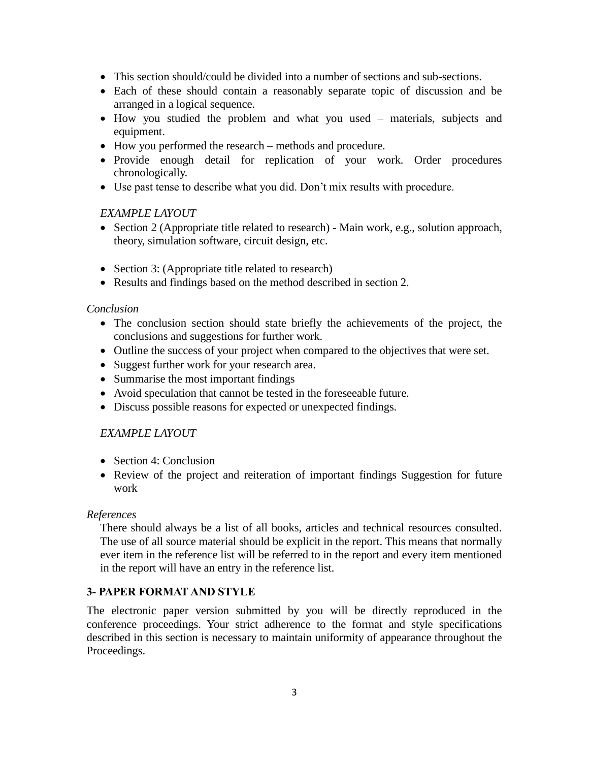- This section should/could be divided into a number of sections and sub-sections.
- Each of these should contain a reasonably separate topic of discussion and be arranged in a logical sequence.
- How you studied the problem and what you used – materials, subjects and equipment.
- How you performed the research – methods and procedure.
- Provide enough detail for replication of your work. Order procedures chronologically.
- Use past tense to describe what you did. Don't mix results with procedure.

*EXAMPLE LAYOUT*

- Section 2 (Appropriate title related to research) - Main work, e.g., solution approach, theory, simulation software, circuit design, etc.
- Section 3: (Appropriate title related to research)
- Results and findings based on the method described in section 2.

*Conclusion*

- The conclusion section should state briefly the achievements of the project, the conclusions and suggestions for further work.
- Outline the success of your project when compared to the objectives that were set.
- Suggest further work for your research area.
- Summarise the most important findings
- Avoid speculation that cannot be tested in the foreseeable future.
- Discuss possible reasons for expected or unexpected findings.

*EXAMPLE LAYOUT*

- Section 4: Conclusion
- Review of the project and reiteration of important findings Suggestion for future work

*References*

There should always be a list of all books, articles and technical resources consulted. The use of all source material should be explicit in the report. This means that normally ever item in the reference list will be referred to in the report and every item mentioned in the report will have an entry in the reference list.

## 3- PAPER FORMAT AND STYLE

The electronic paper version submitted by you will be directly reproduced in the conference proceedings. Your strict adherence to the format and style specifications described in this section is necessary to maintain uniformity of appearance throughout the Proceedings.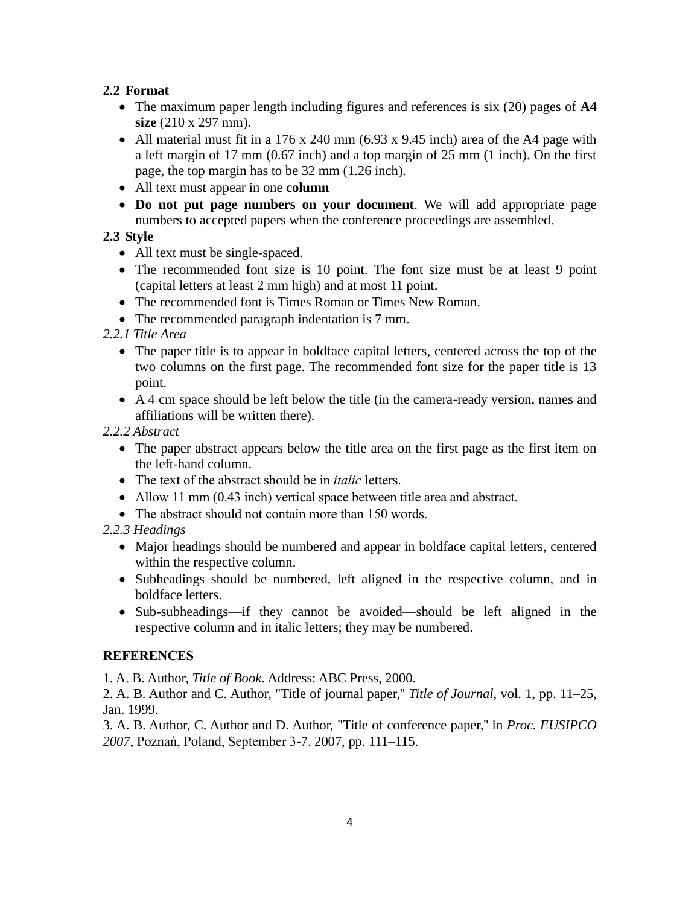### 2.2 Format

- The maximum paper length including figures and references is six (20) pages of **A4 size** (210 x 297 mm).
- All material must fit in a 176 x 240 mm (6.93 x 9.45 inch) area of the A4 page with a left margin of 17 mm (0.67 inch) and a top margin of 25 mm (1 inch). On the first page, the top margin has to be 32 mm (1.26 inch).
- All text must appear in one **column**
- **Do not put page numbers on your document**. We will add appropriate page numbers to accepted papers when the conference proceedings are assembled.

### 2.3 Style

- All text must be single-spaced.
- The recommended font size is 10 point. The font size must be at least 9 point (capital letters at least 2 mm high) and at most 11 point.
- The recommended font is Times Roman or Times New Roman.
- The recommended paragraph indentation is 7 mm.

#### *2.2.1 Title Area*

- The paper title is to appear in boldface capital letters, centered across the top of the two columns on the first page. The recommended font size for the paper title is 13 point.
- A 4 cm space should be left below the title (in the camera-ready version, names and affiliations will be written there).

#### *2.2.2 Abstract*

- The paper abstract appears below the title area on the first page as the first item on the left-hand column.
- The text of the abstract should be in *italic* letters.
- Allow 11 mm (0.43 inch) vertical space between title area and abstract.
- The abstract should not contain more than 150 words.

#### *2.2.3 Headings*

- Major headings should be numbered and appear in boldface capital letters, centered within the respective column.
- Subheadings should be numbered, left aligned in the respective column, and in boldface letters.
- Sub-subheadings—if they cannot be avoided—should be left aligned in the respective column and in italic letters; they may be numbered.

## REFERENCES

1. A. B. Author, *Title of Book*. Address: ABC Press, 2000.
2. A. B. Author and C. Author, "Title of journal paper," *Title of Journal*, vol. 1, pp. 11–25, Jan. 1999.
3. A. B. Author, C. Author and D. Author, "Title of conference paper," in *Proc. EUSIPCO 2007*, Poznań, Poland, September 3-7. 2007, pp. 111–115.